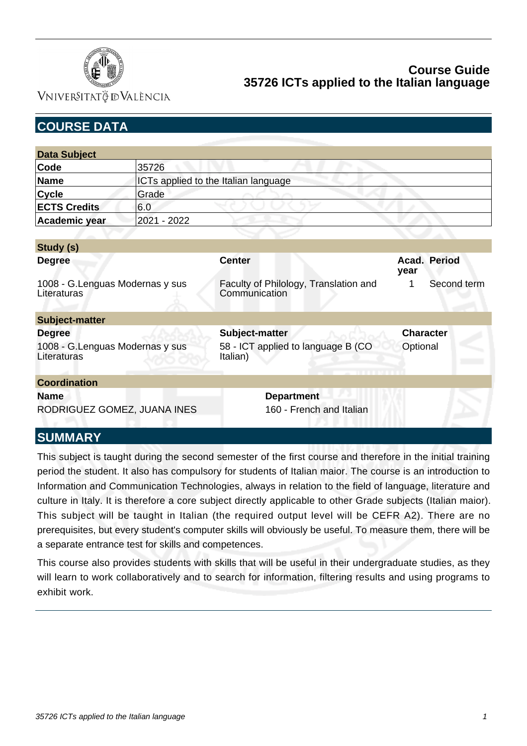# Course Guide
## 35726 ICTs applied to the Italian language

## COURSE DATA

| Data Subject | |
|---|---|
| **Code** | 35726 |
| **Name** | ICTs applied to the Italian language |
| **Cycle** | Grade |
| **ECTS Credits** | 6.0 |
| **Academic year** | 2021 - 2022 |

**Study (s)**

| Degree | Center | Acad. year | Period |
|---|---|---|---|
| 1008 - G.Lenguas Modernas y sus Literaturas | Faculty of Philology, Translation and Communication | 1 | Second term |

**Subject-matter**

| Degree | Subject-matter | Character |
|---|---|---|
| 1008 - G.Lenguas Modernas y sus Literaturas | 58 - ICT applied to language B (CO Italian) | Optional |

**Coordination**

| Name | Department |
|---|---|
| RODRIGUEZ GOMEZ, JUANA INES | 160 - French and Italian |

## SUMMARY

This subject is taught during the second semester of the first course and therefore in the initial training period the student. It also has compulsory for students of Italian maior. The course is an introduction to Information and Communication Technologies, always in relation to the field of language, literature and culture in Italy. It is therefore a core subject directly applicable to other Grade subjects (Italian maior). This subject will be taught in Italian (the required output level will be CEFR A2). There are no prerequisites, but every student's computer skills will obviously be useful. To measure them, there will be a separate entrance test for skills and competences.

This course also provides students with skills that will be useful in their undergraduate studies, as they will learn to work collaboratively and to search for information, filtering results and using programs to exhibit work.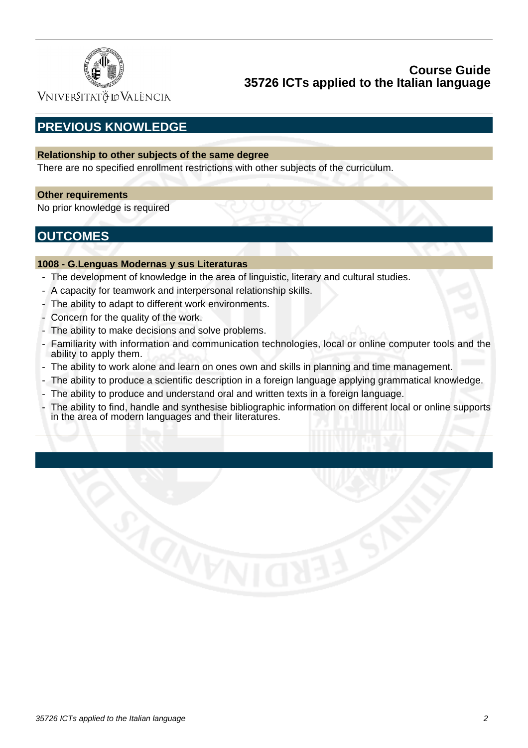## PREVIOUS KNOWLEDGE

### Relationship to other subjects of the same degree

There are no specified enrollment restrictions with other subjects of the curriculum.

### Other requirements

No prior knowledge is required

## OUTCOMES

### 1008 - G.Lenguas Modernas y sus Literaturas

- The development of knowledge in the area of linguistic, literary and cultural studies.
- A capacity for teamwork and interpersonal relationship skills.
- The ability to adapt to different work environments.
- Concern for the quality of the work.
- The ability to make decisions and solve problems.
- Familiarity with information and communication technologies, local or online computer tools and the ability to apply them.
- The ability to work alone and learn on ones own and skills in planning and time management.
- The ability to produce a scientific description in a foreign language applying grammatical knowledge.
- The ability to produce and understand oral and written texts in a foreign language.
- The ability to find, handle and synthesise bibliographic information on different local or online supports in the area of modern languages and their literatures.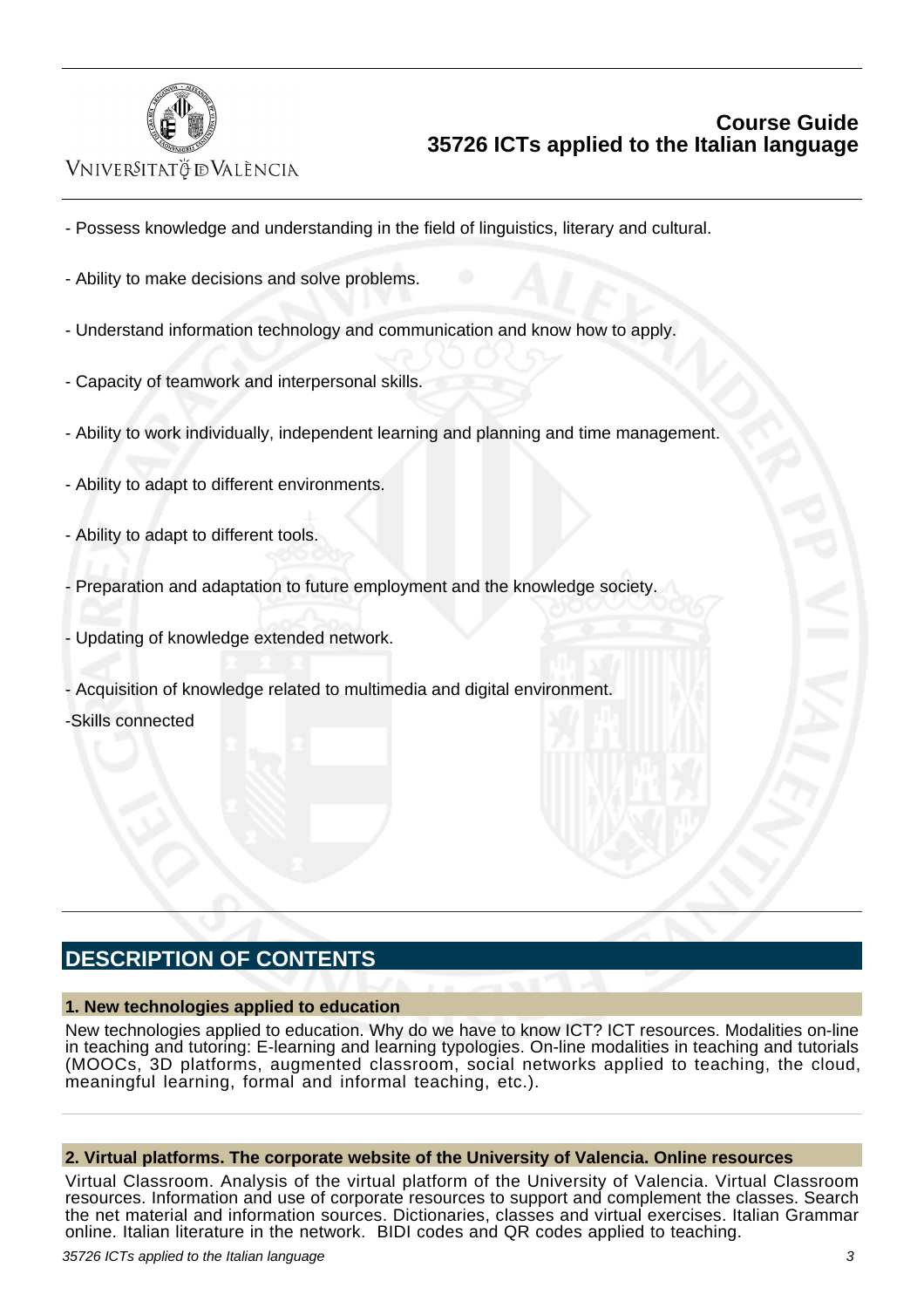- Possess knowledge and understanding in the field of linguistics, literary and cultural.

- Ability to make decisions and solve problems.

- Understand information technology and communication and know how to apply.

- Capacity of teamwork and interpersonal skills.

- Ability to work individually, independent learning and planning and time management.

- Ability to adapt to different environments.

- Ability to adapt to different tools.

- Preparation and adaptation to future employment and the knowledge society.

- Updating of knowledge extended network.

- Acquisition of knowledge related to multimedia and digital environment.

-Skills connected

## DESCRIPTION OF CONTENTS

### 1. New technologies applied to education

New technologies applied to education. Why do we have to know ICT? ICT resources. Modalities on-line in teaching and tutoring: E-learning and learning typologies. On-line modalities in teaching and tutorials (MOOCs, 3D platforms, augmented classroom, social networks applied to teaching, the cloud, meaningful learning, formal and informal teaching, etc.).

### 2. Virtual platforms. The corporate website of the University of Valencia. Online resources

Virtual Classroom. Analysis of the virtual platform of the University of Valencia. Virtual Classroom resources. Information and use of corporate resources to support and complement the classes. Search the net material and information sources. Dictionaries, classes and virtual exercises. Italian Grammar online. Italian literature in the network. BIDI codes and QR codes applied to teaching.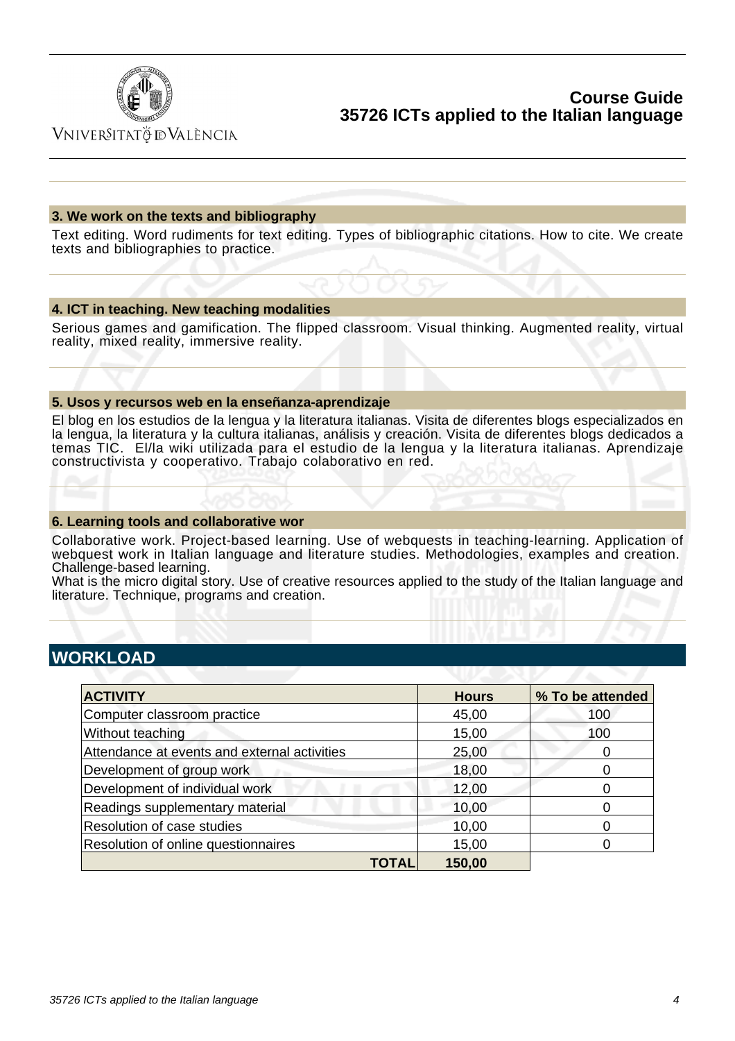### 3. We work on the texts and bibliography

Text editing. Word rudiments for text editing. Types of bibliographic citations. How to cite. We create texts and bibliographies to practice.

### 4. ICT in teaching. New teaching modalities

Serious games and gamification. The flipped classroom. Visual thinking. Augmented reality, virtual reality, mixed reality, immersive reality.

### 5. Usos y recursos web en la enseñanza-aprendizaje

El blog en los estudios de la lengua y la literatura italianas. Visita de diferentes blogs especializados en la lengua, la literatura y la cultura italianas, análisis y creación. Visita de diferentes blogs dedicados a temas TIC. El/la wiki utilizada para el estudio de la lengua y la literatura italianas. Aprendizaje constructivista y cooperativo. Trabajo colaborativo en red.

### 6. Learning tools and collaborative wor

Collaborative work. Project-based learning. Use of webquests in teaching-learning. Application of webquest work in Italian language and literature studies. Methodologies, examples and creation. Challenge-based learning.
What is the micro digital story. Use of creative resources applied to the study of the Italian language and literature. Technique, programs and creation.

## WORKLOAD

| ACTIVITY | Hours | % To be attended |
|---|---|---|
| Computer classroom practice | 45,00 | 100 |
| Without teaching | 15,00 | 100 |
| Attendance at events and external activities | 25,00 | 0 |
| Development of group work | 18,00 | 0 |
| Development of individual work | 12,00 | 0 |
| Readings supplementary material | 10,00 | 0 |
| Resolution of case studies | 10,00 | 0 |
| Resolution of online questionnaires | 15,00 | 0 |
| **TOTAL** | **150,00** | |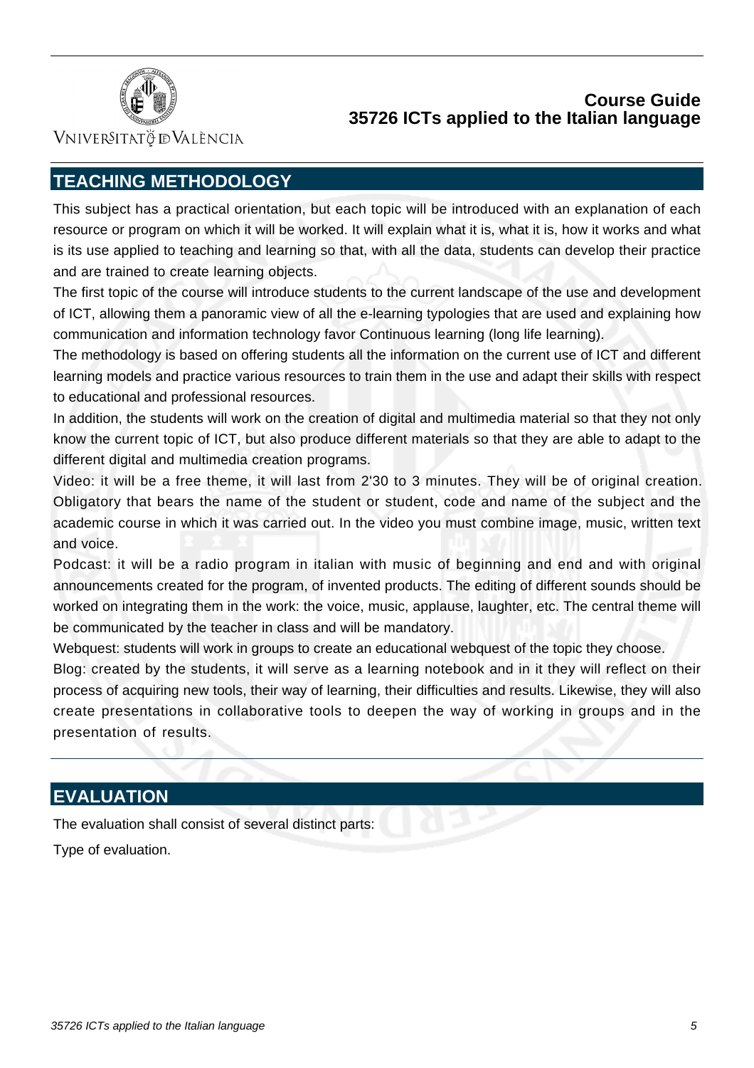## TEACHING METHODOLOGY

This subject has a practical orientation, but each topic will be introduced with an explanation of each resource or program on which it will be worked. It will explain what it is, what it is, how it works and what is its use applied to teaching and learning so that, with all the data, students can develop their practice and are trained to create learning objects.

The first topic of the course will introduce students to the current landscape of the use and development of ICT, allowing them a panoramic view of all the e-learning typologies that are used and explaining how communication and information technology favor Continuous learning (long life learning).

The methodology is based on offering students all the information on the current use of ICT and different learning models and practice various resources to train them in the use and adapt their skills with respect to educational and professional resources.

In addition, the students will work on the creation of digital and multimedia material so that they not only know the current topic of ICT, but also produce different materials so that they are able to adapt to the different digital and multimedia creation programs.

Video: it will be a free theme, it will last from 2'30 to 3 minutes. They will be of original creation. Obligatory that bears the name of the student or student, code and name of the subject and the academic course in which it was carried out. In the video you must combine image, music, written text and voice.

Podcast: it will be a radio program in italian with music of beginning and end and with original announcements created for the program, of invented products. The editing of different sounds should be worked on integrating them in the work: the voice, music, applause, laughter, etc. The central theme will be communicated by the teacher in class and will be mandatory.

Webquest: students will work in groups to create an educational webquest of the topic they choose.

Blog: created by the students, it will serve as a learning notebook and in it they will reflect on their process of acquiring new tools, their way of learning, their difficulties and results. Likewise, they will also create presentations in collaborative tools to deepen the way of working in groups and in the presentation of results.

## EVALUATION

The evaluation shall consist of several distinct parts:

Type of evaluation.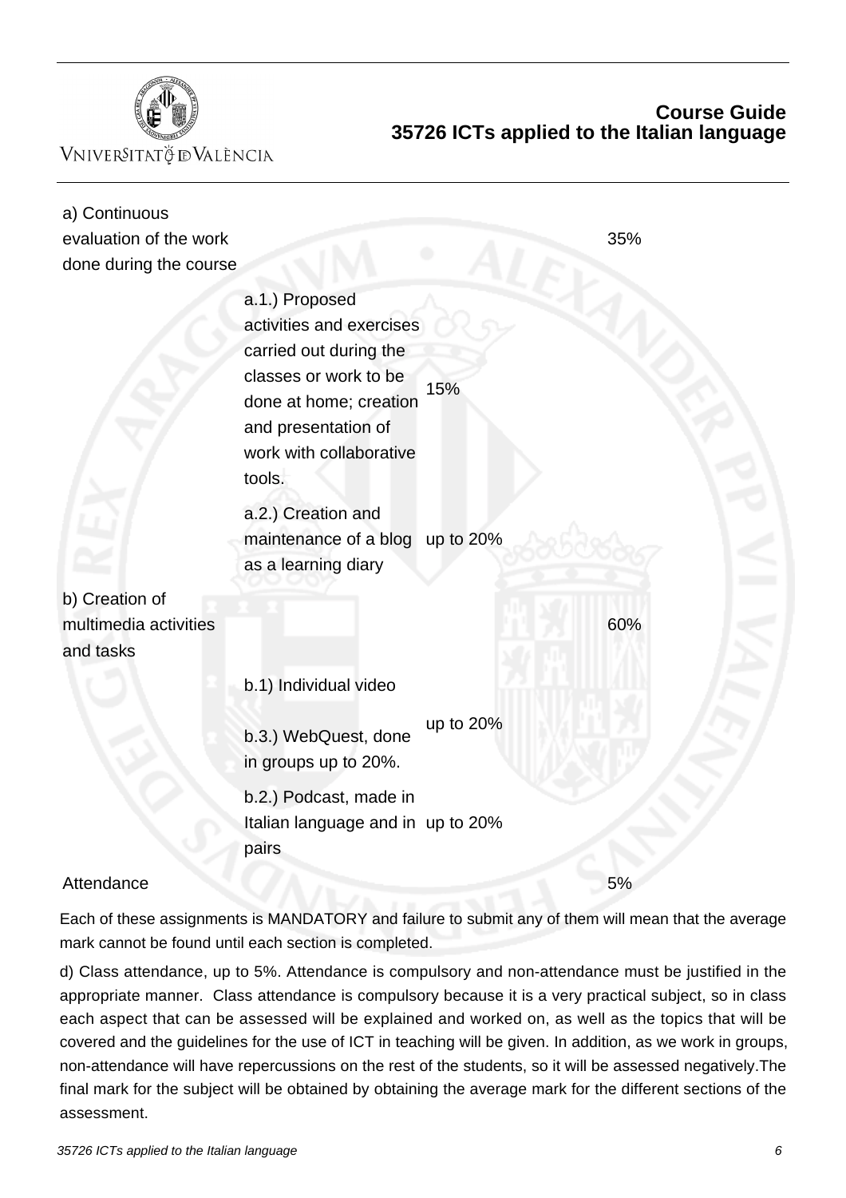| | | | |
|---|---|---|---|
| a) Continuous evaluation of the work done during the course | | | 35% |
| | a.1.) Proposed activities and exercises carried out during the classes or work to be done at home; creation and presentation of work with collaborative tools. | 15% | |
| | a.2.) Creation and maintenance of a blog as a learning diary | up to 20% | |
| b) Creation of multimedia activities and tasks | | | 60% |
| | b.1) Individual video | | |
| | b.3.) WebQuest, done in groups up to 20%. | up to 20% | |
| | b.2.) Podcast, made in Italian language and in pairs | up to 20% | |
| Attendance | | | 5% |

Each of these assignments is MANDATORY and failure to submit any of them will mean that the average mark cannot be found until each section is completed.

d) Class attendance, up to 5%. Attendance is compulsory and non-attendance must be justified in the appropriate manner. Class attendance is compulsory because it is a very practical subject, so in class each aspect that can be assessed will be explained and worked on, as well as the topics that will be covered and the guidelines for the use of ICT in teaching will be given. In addition, as we work in groups, non-attendance will have repercussions on the rest of the students, so it will be assessed negatively.The final mark for the subject will be obtained by obtaining the average mark for the different sections of the assessment.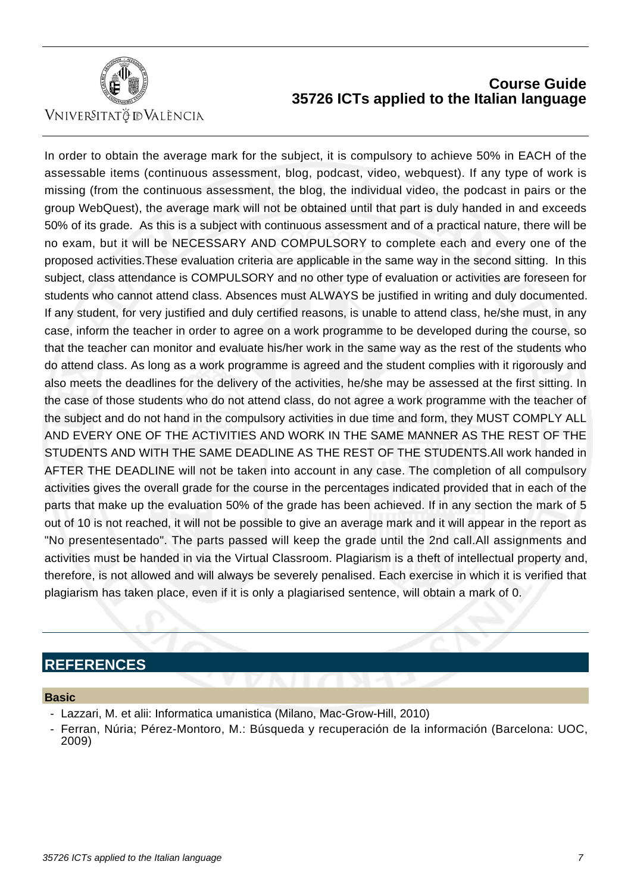In order to obtain the average mark for the subject, it is compulsory to achieve 50% in EACH of the assessable items (continuous assessment, blog, podcast, video, webquest). If any type of work is missing (from the continuous assessment, the blog, the individual video, the podcast in pairs or the group WebQuest), the average mark will not be obtained until that part is duly handed in and exceeds 50% of its grade. As this is a subject with continuous assessment and of a practical nature, there will be no exam, but it will be NECESSARY AND COMPULSORY to complete each and every one of the proposed activities.These evaluation criteria are applicable in the same way in the second sitting. In this subject, class attendance is COMPULSORY and no other type of evaluation or activities are foreseen for students who cannot attend class. Absences must ALWAYS be justified in writing and duly documented. If any student, for very justified and duly certified reasons, is unable to attend class, he/she must, in any case, inform the teacher in order to agree on a work programme to be developed during the course, so that the teacher can monitor and evaluate his/her work in the same way as the rest of the students who do attend class. As long as a work programme is agreed and the student complies with it rigorously and also meets the deadlines for the delivery of the activities, he/she may be assessed at the first sitting. In the case of those students who do not attend class, do not agree a work programme with the teacher of the subject and do not hand in the compulsory activities in due time and form, they MUST COMPLY ALL AND EVERY ONE OF THE ACTIVITIES AND WORK IN THE SAME MANNER AS THE REST OF THE STUDENTS AND WITH THE SAME DEADLINE AS THE REST OF THE STUDENTS.All work handed in AFTER THE DEADLINE will not be taken into account in any case. The completion of all compulsory activities gives the overall grade for the course in the percentages indicated provided that in each of the parts that make up the evaluation 50% of the grade has been achieved. If in any section the mark of 5 out of 10 is not reached, it will not be possible to give an average mark and it will appear in the report as "No presentesentado". The parts passed will keep the grade until the 2nd call.All assignments and activities must be handed in via the Virtual Classroom. Plagiarism is a theft of intellectual property and, therefore, is not allowed and will always be severely penalised. Each exercise in which it is verified that plagiarism has taken place, even if it is only a plagiarised sentence, will obtain a mark of 0.

## REFERENCES

### Basic

- Lazzari, M. et alii: Informatica umanistica (Milano, Mac-Grow-Hill, 2010)
- Ferran, Núria; Pérez-Montoro, M.: Búsqueda y recuperación de la información (Barcelona: UOC, 2009)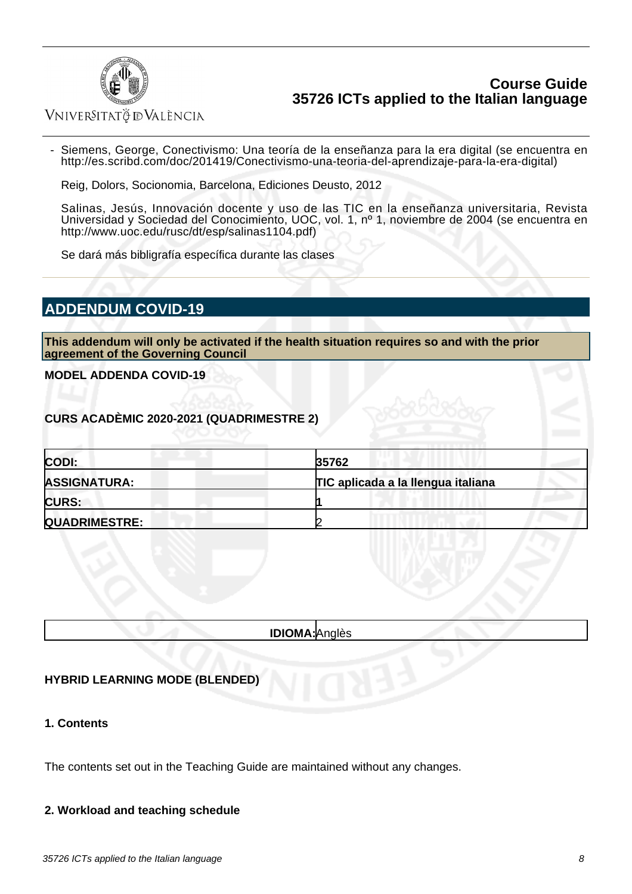- Siemens, George, Conectivismo: Una teoría de la enseñanza para la era digital (se encuentra en http://es.scribd.com/doc/201419/Conectivismo-una-teoria-del-aprendizaje-para-la-era-digital)

  Reig, Dolors, Socionomia, Barcelona, Ediciones Deusto, 2012

  Salinas, Jesús, Innovación docente y uso de las TIC en la enseñanza universitaria, Revista Universidad y Sociedad del Conocimiento, UOC, vol. 1, nº 1, noviembre de 2004 (se encuentra en http://www.uoc.edu/rusc/dt/esp/salinas1104.pdf)

  Se dará más bibligrafía específica durante las clases

## ADDENDUM COVID-19

**This addendum will only be activated if the health situation requires so and with the prior agreement of the Governing Council**

**MODEL ADDENDA COVID-19**

**CURS ACADÈMIC 2020-2021 (QUADRIMESTRE 2)**

| | |
|---|---|
| **CODI:** | **35762** |
| **ASSIGNATURA:** | **TIC aplicada a la llengua italiana** |
| **CURS:** | 1 |
| **QUADRIMESTRE:** | 2 |

**IDIOMA:** Anglès

**HYBRID LEARNING MODE (BLENDED)**

**1. Contents**

The contents set out in the Teaching Guide are maintained without any changes.

**2. Workload and teaching schedule**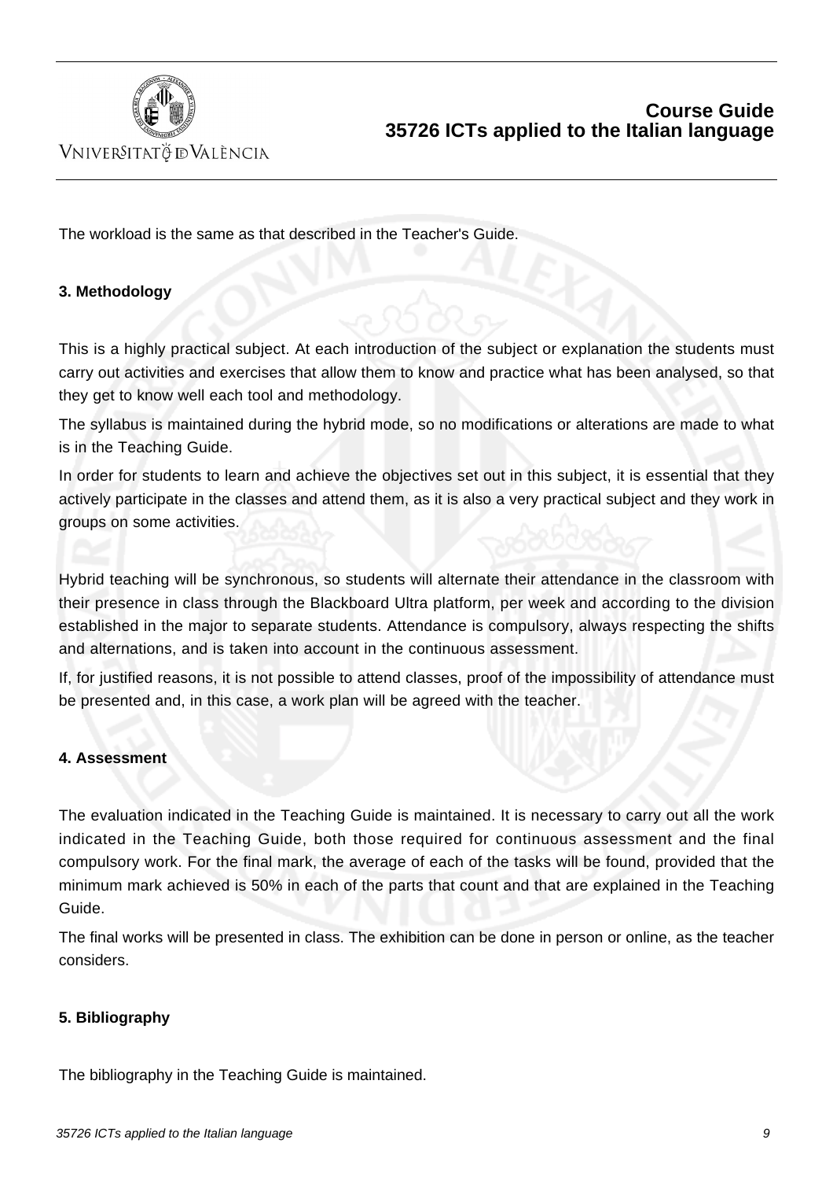The workload is the same as that described in the Teacher's Guide.

### 3. Methodology

This is a highly practical subject. At each introduction of the subject or explanation the students must carry out activities and exercises that allow them to know and practice what has been analysed, so that they get to know well each tool and methodology.

The syllabus is maintained during the hybrid mode, so no modifications or alterations are made to what is in the Teaching Guide.

In order for students to learn and achieve the objectives set out in this subject, it is essential that they actively participate in the classes and attend them, as it is also a very practical subject and they work in groups on some activities.

Hybrid teaching will be synchronous, so students will alternate their attendance in the classroom with their presence in class through the Blackboard Ultra platform, per week and according to the division established in the major to separate students. Attendance is compulsory, always respecting the shifts and alternations, and is taken into account in the continuous assessment.

If, for justified reasons, it is not possible to attend classes, proof of the impossibility of attendance must be presented and, in this case, a work plan will be agreed with the teacher.

### 4. Assessment

The evaluation indicated in the Teaching Guide is maintained. It is necessary to carry out all the work indicated in the Teaching Guide, both those required for continuous assessment and the final compulsory work. For the final mark, the average of each of the tasks will be found, provided that the minimum mark achieved is 50% in each of the parts that count and that are explained in the Teaching Guide.

The final works will be presented in class. The exhibition can be done in person or online, as the teacher considers.

### 5. Bibliography

The bibliography in the Teaching Guide is maintained.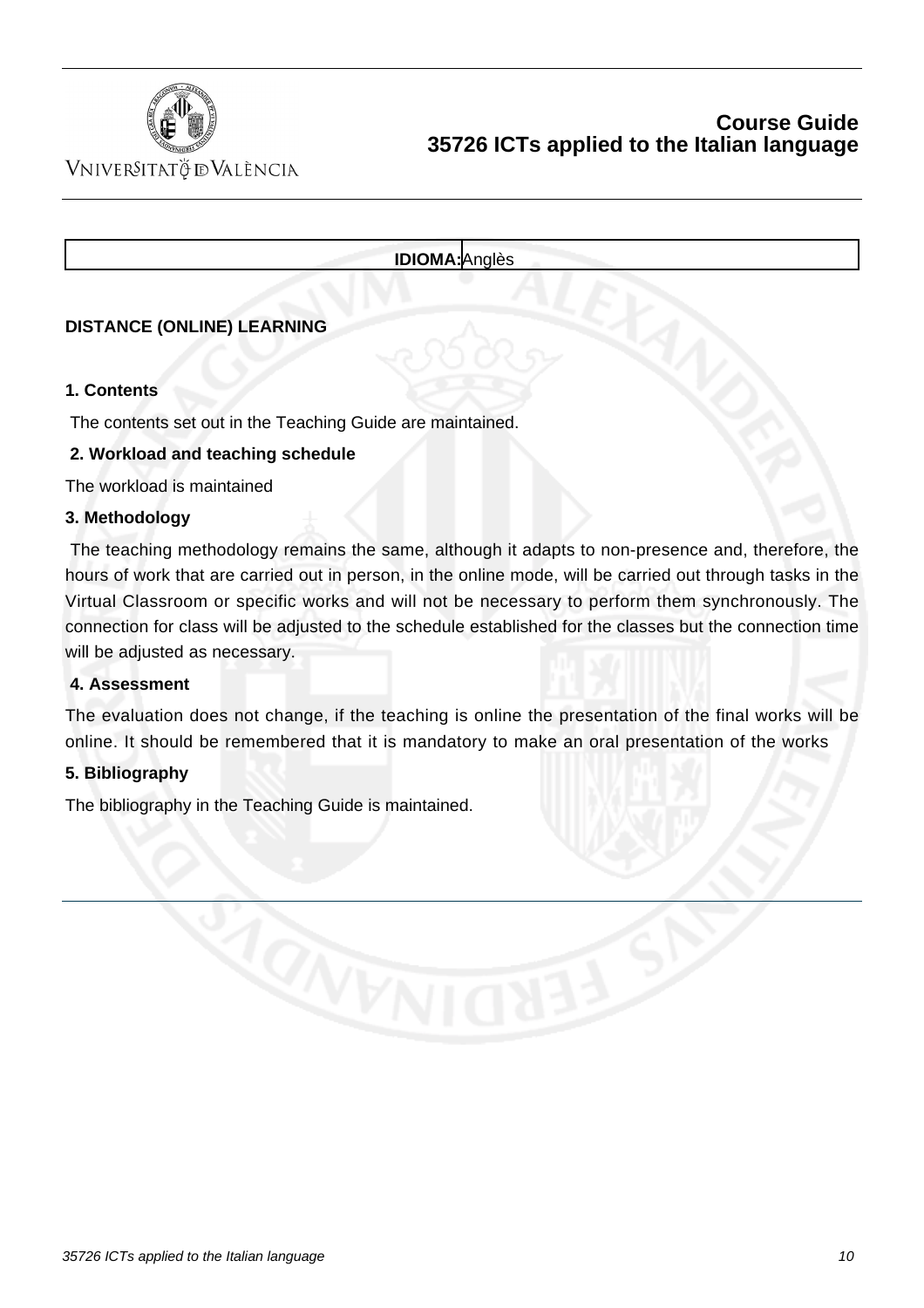| IDIOMA: | Anglès |
|---|---|

**DISTANCE (ONLINE) LEARNING**

**1. Contents**

The contents set out in the Teaching Guide are maintained.

**2. Workload and teaching schedule**

The workload is maintained

**3. Methodology**

The teaching methodology remains the same, although it adapts to non-presence and, therefore, the hours of work that are carried out in person, in the online mode, will be carried out through tasks in the Virtual Classroom or specific works and will not be necessary to perform them synchronously. The connection for class will be adjusted to the schedule established for the classes but the connection time will be adjusted as necessary.

**4. Assessment**

The evaluation does not change, if the teaching is online the presentation of the final works will be online. It should be remembered that it is mandatory to make an oral presentation of the works

**5. Bibliography**

The bibliography in the Teaching Guide is maintained.